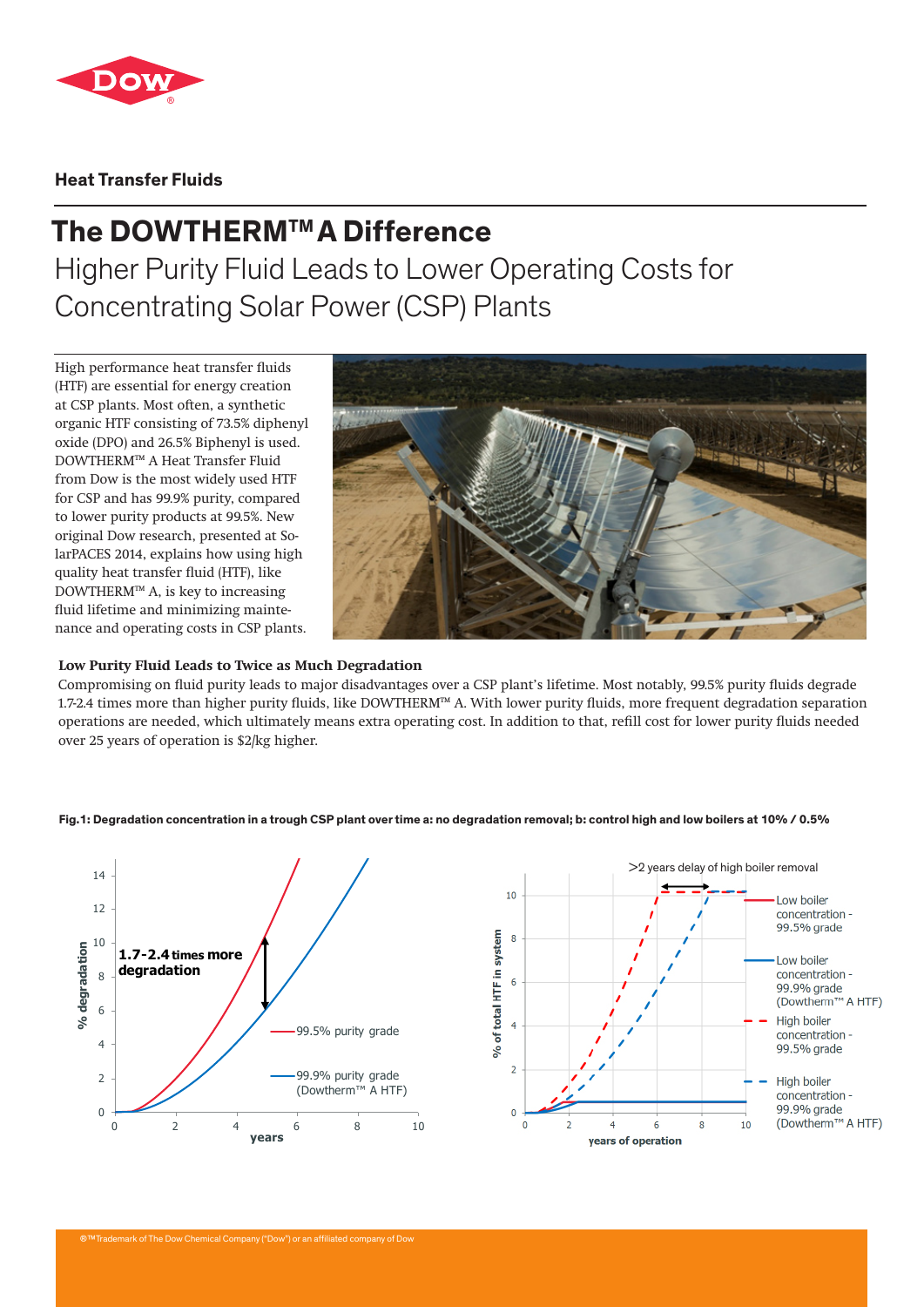## Heat Transfer Fluids

# The DOWTHERM™ A Difference

## Higher Purity Fluid Leads to Lower Operating Costs for Concentrating Solar Power (CSP) Plants

High performance heat transfer fluids (HTF) are essential for energy creation at CSP plants. Most often, a synthetic organic HTF consisting of 73.5% diphenyl oxide (DPO) and 26.5% Biphenyl is used. DOWTHERM™ A Heat Transfer Fluid from Dow is the most widely used HTF for CSP and has 99.9% purity, compared to lower purity products at 99.5%. New original Dow research, presented at SolarPACES 2014, explains how using high quality heat transfer fluid (HTF), like DOWTHERM™ A, is key to increasing fluid lifetime and minimizing maintenance and operating costs in CSP plants.

### Low Purity Fluid Leads to Twice as Much Degradation

Compromising on fluid purity leads to major disadvantages over a CSP plant's lifetime. Most notably, 99.5% purity fluids degrade 1.7-2.4 times more than higher purity fluids, like DOWTHERM™ A. With lower purity fluids, more frequent degradation separation operations are needed, which ultimately means extra operating cost. In addition to that, refill cost for lower purity fluids needed over 25 years of operation is $2/kg higher.

**Fig.1: Degradation concentration in a trough CSP plant over time a: no degradation removal; b: control high and low boilers at 10% / 0.5%**

% degradation
years
1.7-2.4 times more degradation
99.5% purity grade
99.9% purity grade (Dowtherm™ A HTF)

% of total HTF in system
years of operation
>2 years delay of high boiler removal
Low boiler concentration - 99.5% grade
Low boiler concentration - 99.9% grade (Dowtherm™ A HTF)
High boiler concentration - 99.5% grade
High boiler concentration - 99.9% grade (Dowtherm™ A HTF)

®™Trademark of The Dow Chemical Company ("Dow") or an affiliated company of Dow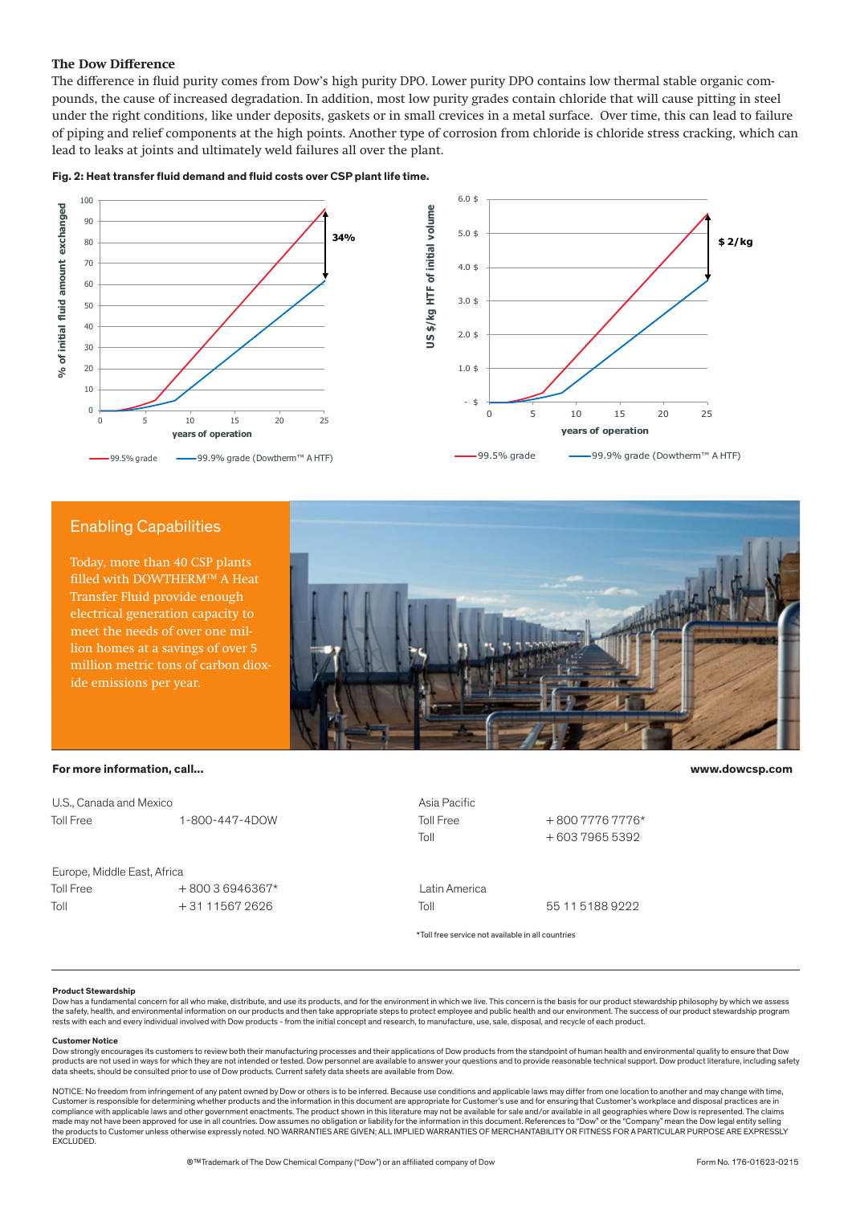### The Dow Difference

The difference in fluid purity comes from Dow's high purity DPO. Lower purity DPO contains low thermal stable organic compounds, the cause of increased degradation. In addition, most low purity grades contain chloride that will cause pitting in steel under the right conditions, like under deposits, gaskets or in small crevices in a metal surface. Over time, this can lead to failure of piping and relief components at the high points. Another type of corrosion from chloride is chloride stress cracking, which can lead to leaks at joints and ultimately weld failures all over the plant.

**Fig. 2: Heat transfer fluid demand and fluid costs over CSP plant life time.**

% of initial fluid amount exchanged
100
90
80
70
60
50
40
30
20
10
0
0 5 10 15 20 25
years of operation
34%
99.5% grade
99.9% grade (Dowtherm™ A HTF)

US $/kg HTF of initial volume
6.0 $
5.0 $
4.0 $
3.0 $
2.0 $
1.0 $
- $
0 5 10 15 20 25
years of operation
$ 2/kg
99.5% grade
99.9% grade (Dowtherm™ A HTF)

## Enabling Capabilities

Today, more than 40 CSP plants filled with DOWTHERM™ A Heat Transfer Fluid provide enough electrical generation capacity to meet the needs of over one million homes at a savings of over 5 million metric tons of carbon dioxide emissions per year.

**For more information, call...**

**www.dowcsp.com**

U.S., Canada and Mexico
Toll Free 1-800-447-4DOW

Europe, Middle East, Africa
Toll Free + 800 3 6946367*
Toll + 31 11567 2626

Asia Pacific
Toll Free + 800 7776 7776*
Toll + 603 7965 5392

Latin America
Toll 55 11 5188 9222

*Toll free service not available in all countries

**Product Stewardship**
Dow has a fundamental concern for all who make, distribute, and use its products, and for the environment in which we live. This concern is the basis for our product stewardship philosophy by which we assess the safety, health, and environmental information on our products and then take appropriate steps to protect employee and public health and our environment. The success of our product stewardship program rests with each and every individual involved with Dow products - from the initial concept and research, to manufacture, use, sale, disposal, and recycle of each product.

**Customer Notice**
Dow strongly encourages its customers to review both their manufacturing processes and their applications of Dow products from the standpoint of human health and environmental quality to ensure that Dow products are not used in ways for which they are not intended or tested. Dow personnel are available to answer your questions and to provide reasonable technical support. Dow product literature, including safety data sheets, should be consulted prior to use of Dow products. Current safety data sheets are available from Dow.

NOTICE: No freedom from infringement of any patent owned by Dow or others is to be inferred. Because use conditions and applicable laws may differ from one location to another and may change with time, Customer is responsible for determining whether products and the information in this document are appropriate for Customer's use and for ensuring that Customer's workplace and disposal practices are in compliance with applicable laws and other government enactments. The product shown in this literature may not be available for sale and/or available in all geographies where Dow is represented. The claims made may not have been approved for use in all countries. Dow assumes no obligation or liability for the information in this document. References to "Dow" or the "Company" mean the Dow legal entity selling the products to Customer unless otherwise expressly noted. NO WARRANTIES ARE GIVEN; ALL IMPLIED WARRANTIES OF MERCHANTABILITY OR FITNESS FOR A PARTICULAR PURPOSE ARE EXPRESSLY EXCLUDED.

®™Trademark of The Dow Chemical Company ("Dow") or an affiliated company of Dow

Form No. 176-01623-0215